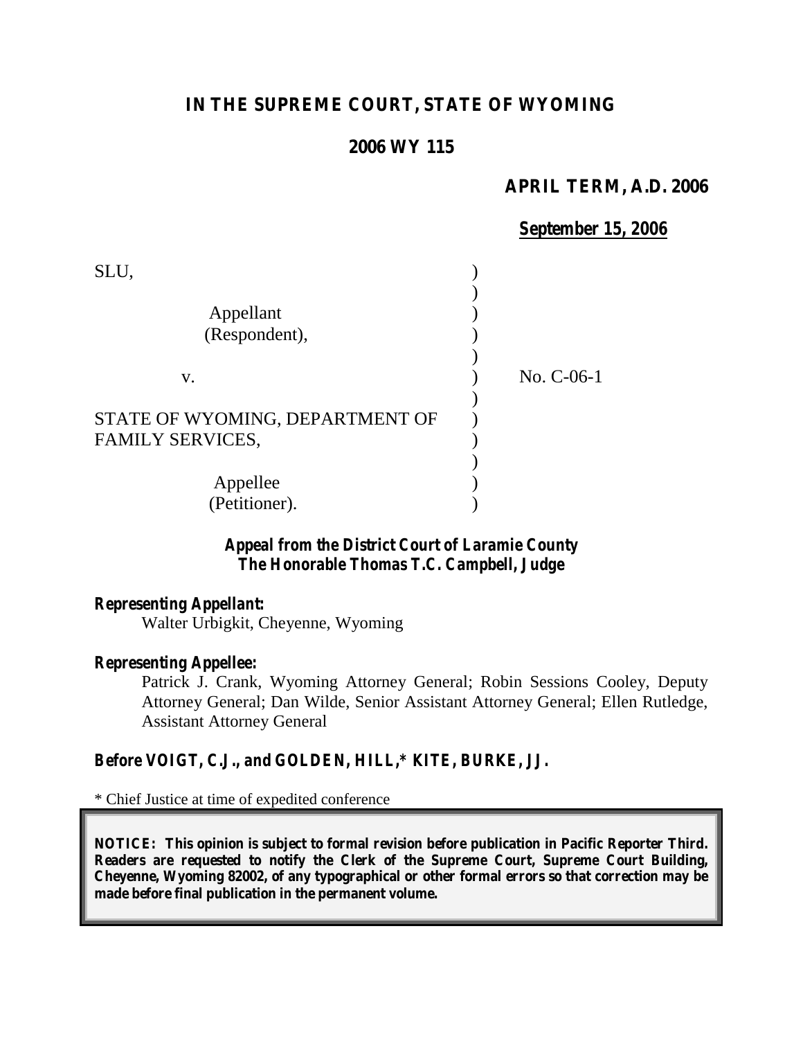# IN THE SUPREME COURT, STATE OF WYOMING

## 2006 WY 115

**APRIL TERM, A.D. 2006**

**September 15, 2006**

| | | |
|---|---|---|
| SLU,<br><br>Appellant<br>(Respondent),<br><br>v.<br><br>STATE OF WYOMING, DEPARTMENT OF FAMILY SERVICES,<br><br>Appellee<br>(Petitioner). | ) | No. C-06-1 |

***Appeal from the District Court of Laramie County***
***The Honorable Thomas T.C. Campbell, Judge***

***Representing Appellant:***

Walter Urbigkit, Cheyenne, Wyoming

***Representing Appellee:***

Patrick J. Crank, Wyoming Attorney General; Robin Sessions Cooley, Deputy Attorney General; Dan Wilde, Senior Assistant Attorney General; Ellen Rutledge, Assistant Attorney General

***Before VOIGT, C.J., and GOLDEN, HILL,\* KITE, BURKE, JJ.***

\* Chief Justice at time of expedited conference

**NOTICE: This opinion is subject to formal revision before publication in Pacific Reporter Third. Readers are requested to notify the Clerk of the Supreme Court, Supreme Court Building, Cheyenne, Wyoming 82002, of any typographical or other formal errors so that correction may be made before final publication in the permanent volume.**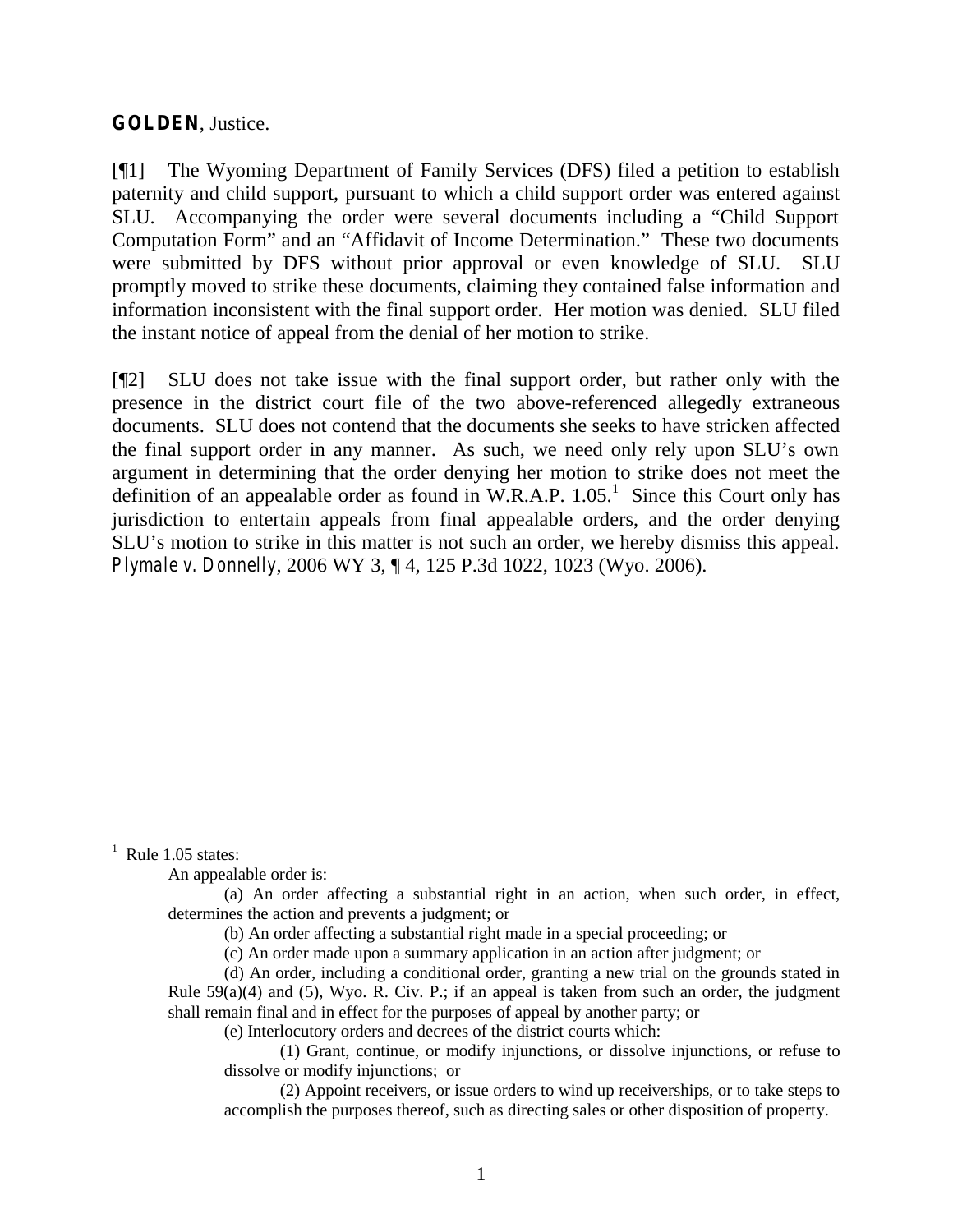**GOLDEN**, Justice.

[¶1] The Wyoming Department of Family Services (DFS) filed a petition to establish paternity and child support, pursuant to which a child support order was entered against SLU. Accompanying the order were several documents including a "Child Support Computation Form" and an "Affidavit of Income Determination." These two documents were submitted by DFS without prior approval or even knowledge of SLU. SLU promptly moved to strike these documents, claiming they contained false information and information inconsistent with the final support order. Her motion was denied. SLU filed the instant notice of appeal from the denial of her motion to strike.

[¶2] SLU does not take issue with the final support order, but rather only with the presence in the district court file of the two above-referenced allegedly extraneous documents. SLU does not contend that the documents she seeks to have stricken affected the final support order in any manner. As such, we need only rely upon SLU's own argument in determining that the order denying her motion to strike does not meet the definition of an appealable order as found in W.R.A.P. 1.05.[1] Since this Court only has jurisdiction to entertain appeals from final appealable orders, and the order denying SLU's motion to strike in this matter is not such an order, we hereby dismiss this appeal. *Plymale v. Donnelly*, 2006 WY 3, ¶ 4, 125 P.3d 1022, 1023 (Wyo. 2006).

---

[1] Rule 1.05 states:

> An appealable order is:
>
> (a) An order affecting a substantial right in an action, when such order, in effect, determines the action and prevents a judgment; or
>
> (b) An order affecting a substantial right made in a special proceeding; or
>
> (c) An order made upon a summary application in an action after judgment; or
>
> (d) An order, including a conditional order, granting a new trial on the grounds stated in Rule 59(a)(4) and (5), Wyo. R. Civ. P.; if an appeal is taken from such an order, the judgment shall remain final and in effect for the purposes of appeal by another party; or
>
> (e) Interlocutory orders and decrees of the district courts which:
>
> (1) Grant, continue, or modify injunctions, or dissolve injunctions, or refuse to dissolve or modify injunctions; or
>
> (2) Appoint receivers, or issue orders to wind up receiverships, or to take steps to accomplish the purposes thereof, such as directing sales or other disposition of property.